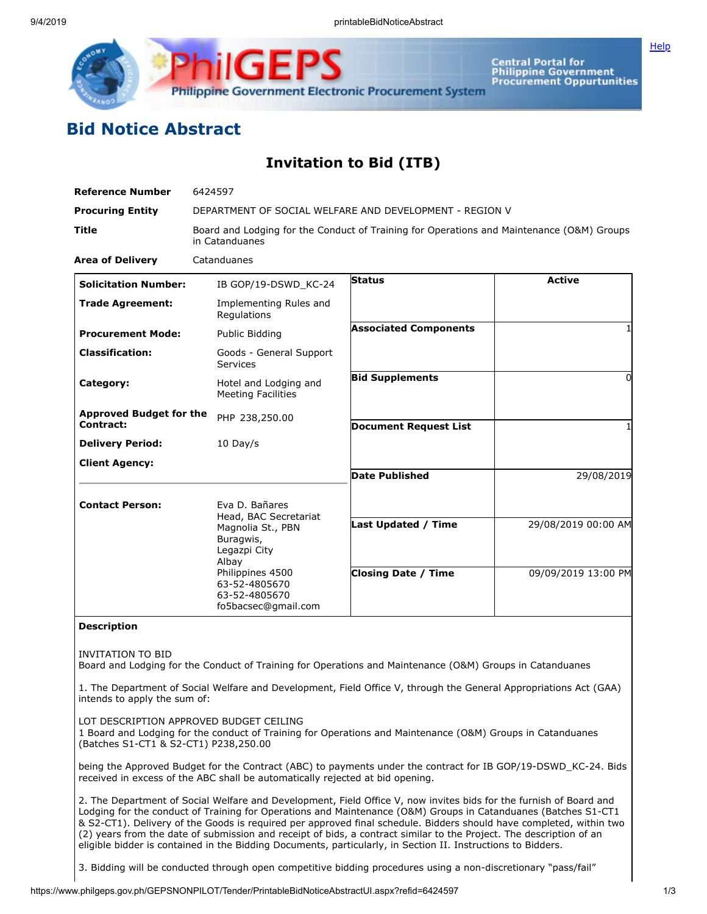# Bid Notice Abstract

## Invitation to Bid (ITB)

| | |
|---|---|
| **Reference Number** | 6424597 |
| **Procuring Entity** | DEPARTMENT OF SOCIAL WELFARE AND DEVELOPMENT - REGION V |
| **Title** | Board and Lodging for the Conduct of Training for Operations and Maintenance (O&M) Groups in Catanduanes |
| **Area of Delivery** | Catanduanes |

| | | | |
|---|---|---|---|
| **Solicitation Number:** | IB GOP/19-DSWD_KC-24 | **Status** | Active |
| **Trade Agreement:** | Implementing Rules and Regulations | **Associated Components** | 1 |
| **Procurement Mode:** | Public Bidding | **Bid Supplements** | 0 |
| **Classification:** | Goods - General Support Services | **Document Request List** | 1 |
| **Category:** | Hotel and Lodging and Meeting Facilities | **Date Published** | 29/08/2019 |
| **Approved Budget for the Contract:** | PHP 238,250.00 | **Last Updated / Time** | 29/08/2019 00:00 AM |
| **Delivery Period:** | 10 Day/s | **Closing Date / Time** | 09/09/2019 13:00 PM |
| **Client Agency:** | | | |
| **Contact Person:** | Eva D. Bañares<br>Head, BAC Secretariat<br>Magnolia St., PBN<br>Buragwis,<br>Legazpi City<br>Albay<br>Philippines 4500<br>63-52-4805670<br>63-52-4805670<br>fo5bacsec@gmail.com | | |

**Description**

INVITATION TO BID
Board and Lodging for the Conduct of Training for Operations and Maintenance (O&M) Groups in Catanduanes

1. The Department of Social Welfare and Development, Field Office V, through the General Appropriations Act (GAA) intends to apply the sum of:

LOT DESCRIPTION APPROVED BUDGET CEILING
1 Board and Lodging for the conduct of Training for Operations and Maintenance (O&M) Groups in Catanduanes (Batches S1-CT1 & S2-CT1) P238,250.00

being the Approved Budget for the Contract (ABC) to payments under the contract for IB GOP/19-DSWD_KC-24. Bids received in excess of the ABC shall be automatically rejected at bid opening.

2. The Department of Social Welfare and Development, Field Office V, now invites bids for the furnish of Board and Lodging for the conduct of Training for Operations and Maintenance (O&M) Groups in Catanduanes (Batches S1-CT1 & S2-CT1). Delivery of the Goods is required per approved final schedule. Bidders should have completed, within two (2) years from the date of submission and receipt of bids, a contract similar to the Project. The description of an eligible bidder is contained in the Bidding Documents, particularly, in Section II. Instructions to Bidders.

3. Bidding will be conducted through open competitive bidding procedures using a non-discretionary "pass/fail"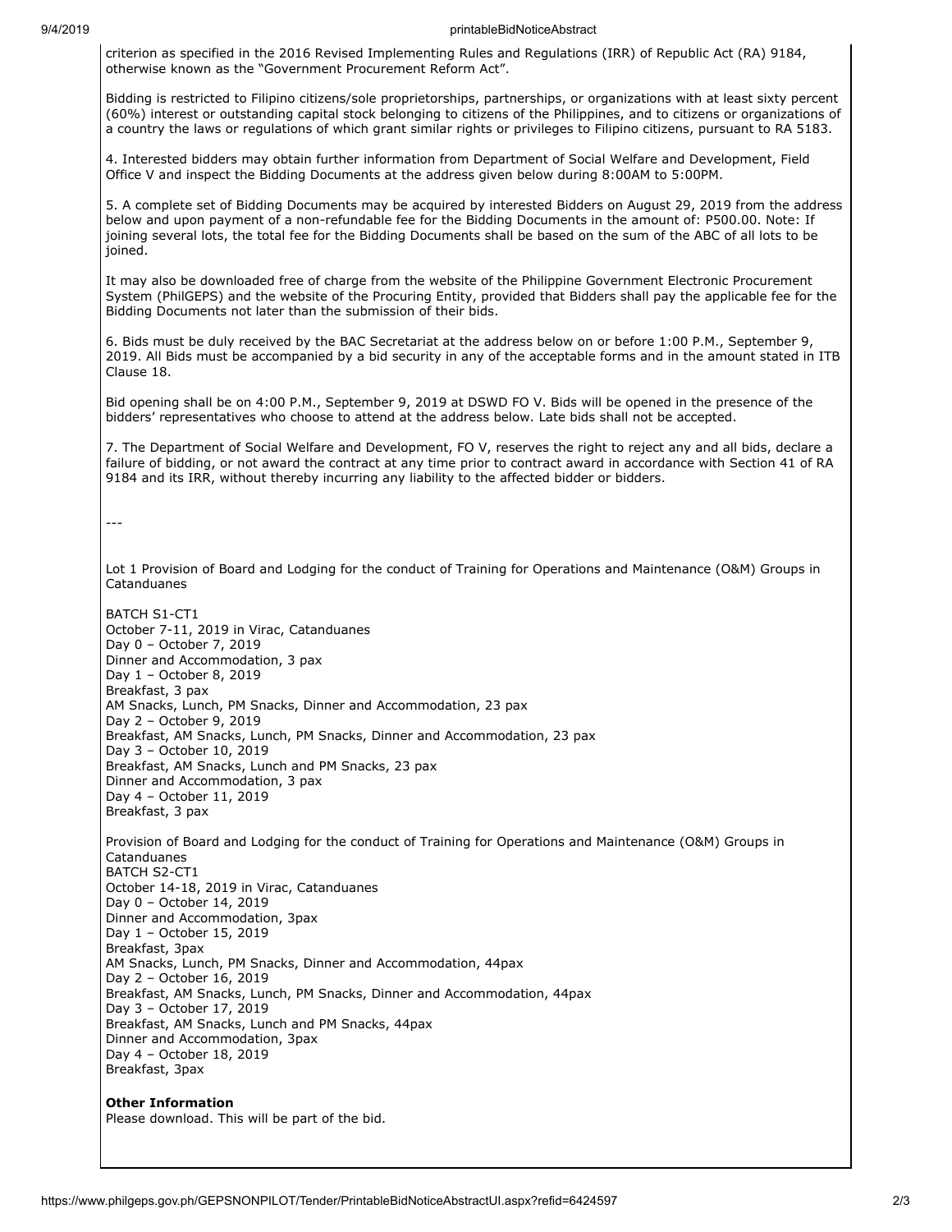criterion as specified in the 2016 Revised Implementing Rules and Regulations (IRR) of Republic Act (RA) 9184, otherwise known as the "Government Procurement Reform Act".

Bidding is restricted to Filipino citizens/sole proprietorships, partnerships, or organizations with at least sixty percent (60%) interest or outstanding capital stock belonging to citizens of the Philippines, and to citizens or organizations of a country the laws or regulations of which grant similar rights or privileges to Filipino citizens, pursuant to RA 5183.

4. Interested bidders may obtain further information from Department of Social Welfare and Development, Field Office V and inspect the Bidding Documents at the address given below during 8:00AM to 5:00PM.

5. A complete set of Bidding Documents may be acquired by interested Bidders on August 29, 2019 from the address below and upon payment of a non-refundable fee for the Bidding Documents in the amount of: P500.00. Note: If joining several lots, the total fee for the Bidding Documents shall be based on the sum of the ABC of all lots to be joined.

It may also be downloaded free of charge from the website of the Philippine Government Electronic Procurement System (PhilGEPS) and the website of the Procuring Entity, provided that Bidders shall pay the applicable fee for the Bidding Documents not later than the submission of their bids.

6. Bids must be duly received by the BAC Secretariat at the address below on or before 1:00 P.M., September 9, 2019. All Bids must be accompanied by a bid security in any of the acceptable forms and in the amount stated in ITB Clause 18.

Bid opening shall be on 4:00 P.M., September 9, 2019 at DSWD FO V. Bids will be opened in the presence of the bidders' representatives who choose to attend at the address below. Late bids shall not be accepted.

7. The Department of Social Welfare and Development, FO V, reserves the right to reject any and all bids, declare a failure of bidding, or not award the contract at any time prior to contract award in accordance with Section 41 of RA 9184 and its IRR, without thereby incurring any liability to the affected bidder or bidders.

---

Lot 1 Provision of Board and Lodging for the conduct of Training for Operations and Maintenance (O&M) Groups in Catanduanes

BATCH S1-CT1
October 7-11, 2019 in Virac, Catanduanes
Day 0 – October 7, 2019
Dinner and Accommodation, 3 pax
Day 1 – October 8, 2019
Breakfast, 3 pax
AM Snacks, Lunch, PM Snacks, Dinner and Accommodation, 23 pax
Day 2 – October 9, 2019
Breakfast, AM Snacks, Lunch, PM Snacks, Dinner and Accommodation, 23 pax
Day 3 – October 10, 2019
Breakfast, AM Snacks, Lunch and PM Snacks, 23 pax
Dinner and Accommodation, 3 pax
Day 4 – October 11, 2019
Breakfast, 3 pax

Provision of Board and Lodging for the conduct of Training for Operations and Maintenance (O&M) Groups in Catanduanes
BATCH S2-CT1
October 14-18, 2019 in Virac, Catanduanes
Day 0 – October 14, 2019
Dinner and Accommodation, 3pax
Day 1 – October 15, 2019
Breakfast, 3pax
AM Snacks, Lunch, PM Snacks, Dinner and Accommodation, 44pax
Day 2 – October 16, 2019
Breakfast, AM Snacks, Lunch, PM Snacks, Dinner and Accommodation, 44pax
Day 3 – October 17, 2019
Breakfast, AM Snacks, Lunch and PM Snacks, 44pax
Dinner and Accommodation, 3pax
Day 4 – October 18, 2019
Breakfast, 3pax

**Other Information**
Please download. This will be part of the bid.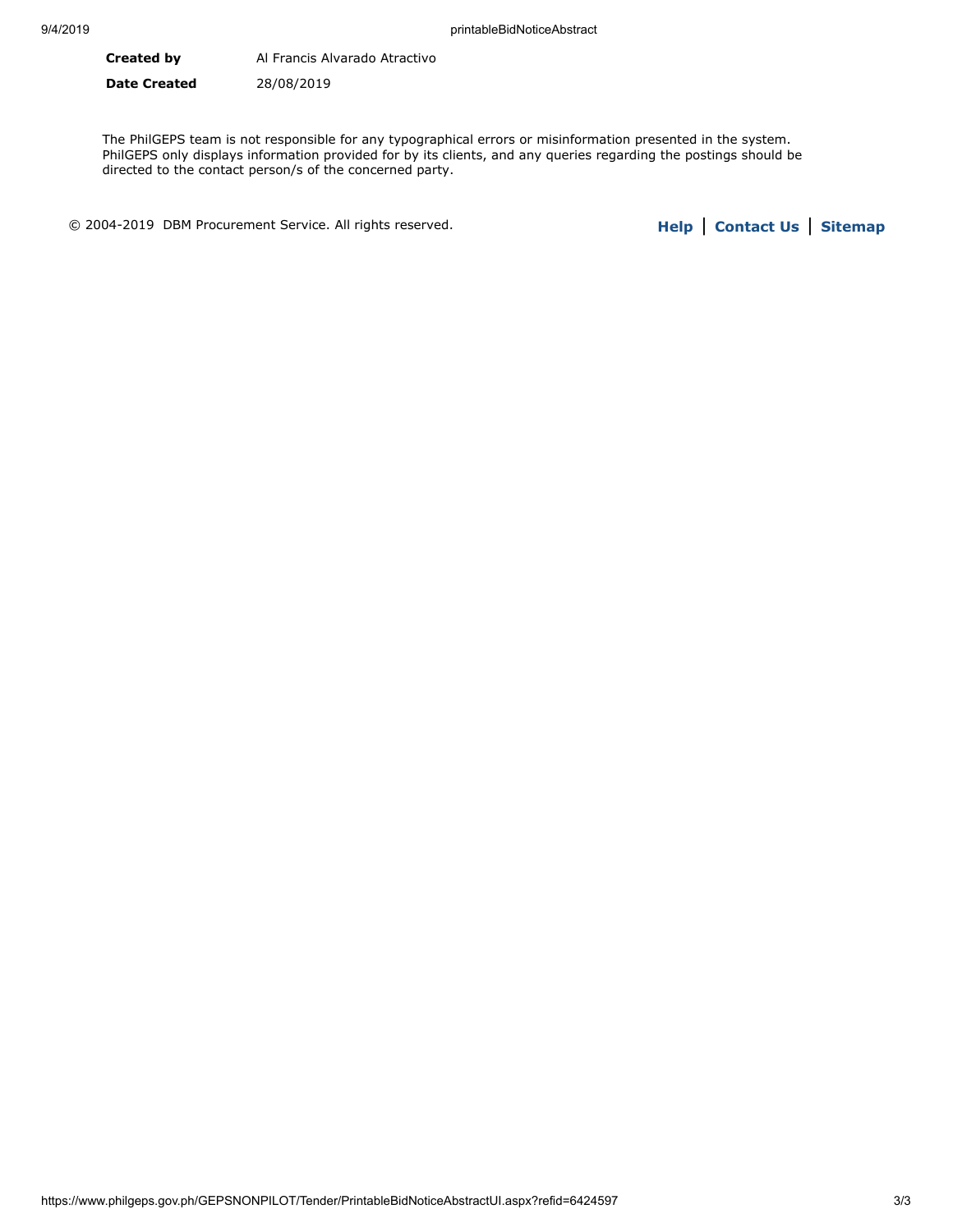| | |
|---|---|
| **Created by** | Al Francis Alvarado Atractivo |
| **Date Created** | 28/08/2019 |

The PhilGEPS team is not responsible for any typographical errors or misinformation presented in the system. PhilGEPS only displays information provided for by its clients, and any queries regarding the postings should be directed to the contact person/s of the concerned party.

© 2004-2019 DBM Procurement Service. All rights reserved.

**Help** | **Contact Us** | **Sitemap**